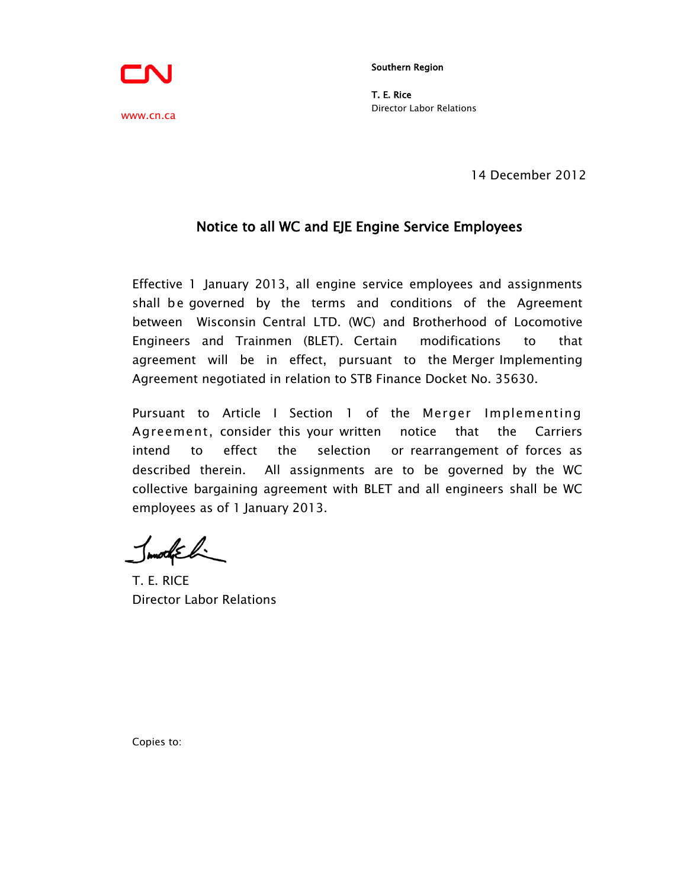CN

www.cn.ca

Southern Region

**T. E. Rice**
Director Labor Relations

14 December 2012

## Notice to all WC and EJE Engine Service Employees

Effective 1 January 2013, all engine service employees and assignments shall be governed by the terms and conditions of the Agreement between Wisconsin Central LTD. (WC) and Brotherhood of Locomotive Engineers and Trainmen (BLET). Certain modifications to that agreement will be in effect, pursuant to the Merger Implementing Agreement negotiated in relation to STB Finance Docket No. 35630.

Pursuant to Article I Section 1 of the Merger Implementing Agreement, consider this your written notice that the Carriers intend to effect the selection or rearrangement of forces as described therein. All assignments are to be governed by the WC collective bargaining agreement with BLET and all engineers shall be WC employees as of 1 January 2013.

T. E. RICE
Director Labor Relations

Copies to: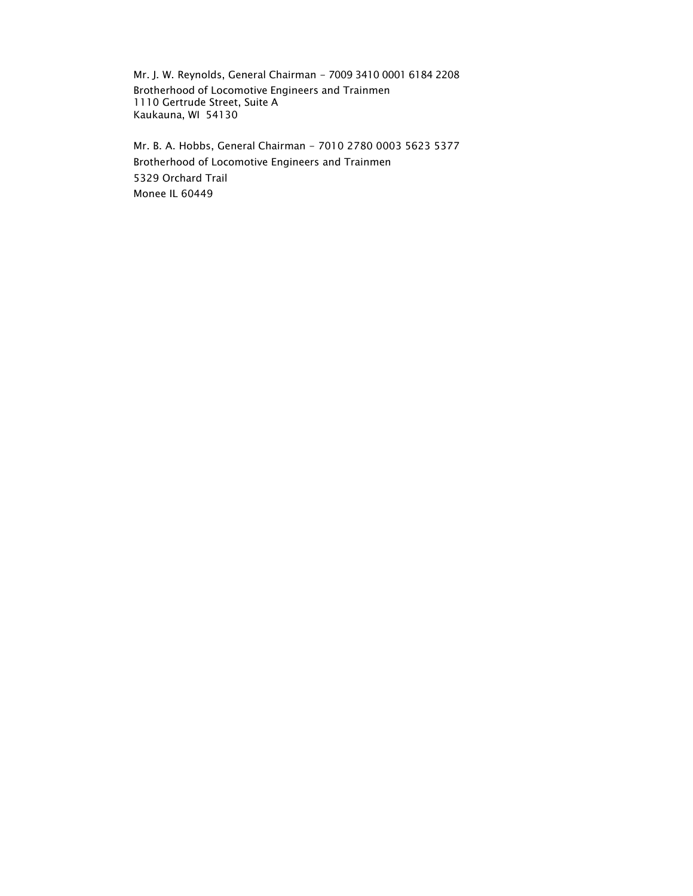Mr. J. W. Reynolds, General Chairman - 7009 3410 0001 6184 2208
Brotherhood of Locomotive Engineers and Trainmen
1110 Gertrude Street, Suite A
Kaukauna, WI 54130

Mr. B. A. Hobbs, General Chairman - 7010 2780 0003 5623 5377
Brotherhood of Locomotive Engineers and Trainmen
5329 Orchard Trail
Monee IL 60449